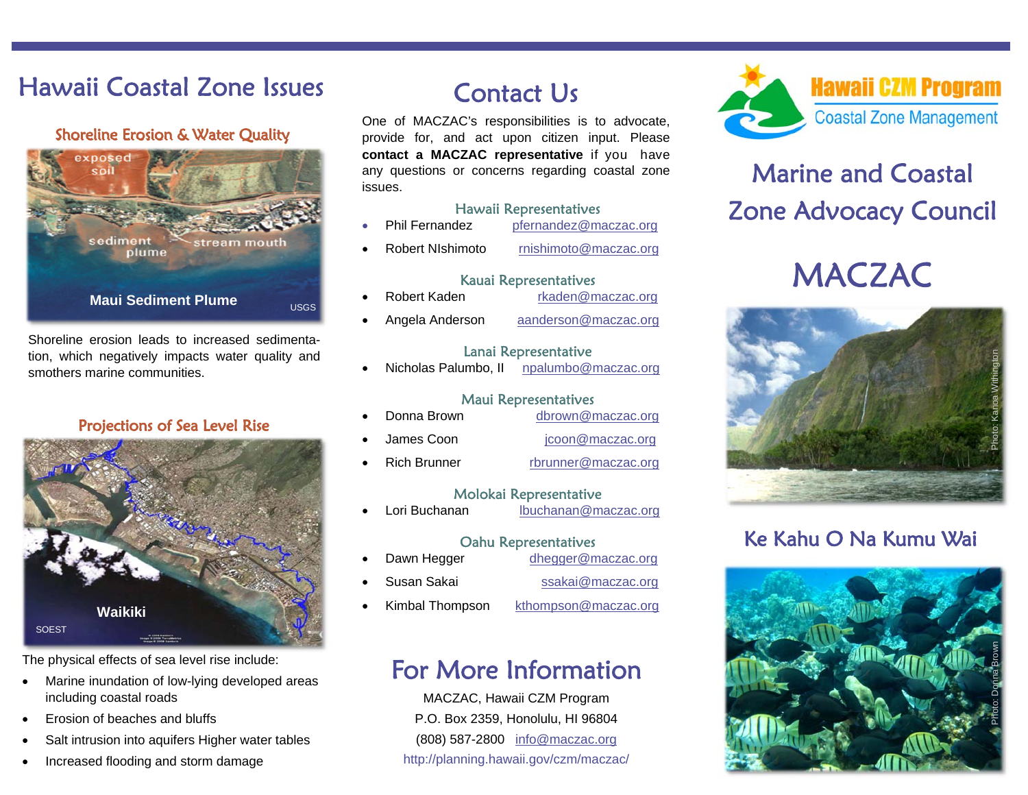# Hawaii Coastal Zone Issues

### Shoreline Erosion & Water Quality

exposed soil

sediment plume

stream mouth

Maui Sediment Plume

USGS

Shoreline erosion leads to increased sedimentation, which negatively impacts water quality and smothers marine communities.

### Projections of Sea Level Rise

Waikiki

SOEST

The physical effects of sea level rise include:

- Marine inundation of low-lying developed areas including coastal roads
- Erosion of beaches and bluffs
- Salt intrusion into aquifers Higher water tables
- Increased flooding and storm damage

# Contact Us

One of MACZAC's responsibilities is to advocate, provide for, and act upon citizen input. Please **contact a MACZAC representative** if you have any questions or concerns regarding coastal zone issues.

### Hawaii Representatives

- Phil Fernandez pfernandez@maczac.org
- Robert NIshimoto rnishimoto@maczac.org

### Kauai Representatives

- Robert Kaden rkaden@maczac.org
- Angela Anderson aanderson@maczac.org

### Lanai Representative

- Nicholas Palumbo, II npalumbo@maczac.org

### Maui Representatives

- Donna Brown dbrown@maczac.org
- James Coon jcoon@maczac.org
- Rich Brunner rbrunner@maczac.org

### Molokai Representative

- Lori Buchanan lbuchanan@maczac.org

### Oahu Representatives

- Dawn Hegger dhegger@maczac.org
- Susan Sakai ssakai@maczac.org
- Kimbal Thompson kthompson@maczac.org

# For More Information

MACZAC, Hawaii CZM Program

P.O. Box 2359, Honolulu, HI 96804

(808) 587-2800 info@maczac.org

http://planning.hawaii.gov/czm/maczac/

Hawaii CZM Program

Coastal Zone Management

# Marine and Coastal Zone Advocacy Council

# MACZAC

Photo: Kanoa Withington

## Ke Kahu O Na Kumu Wai

Photo: Donna Brown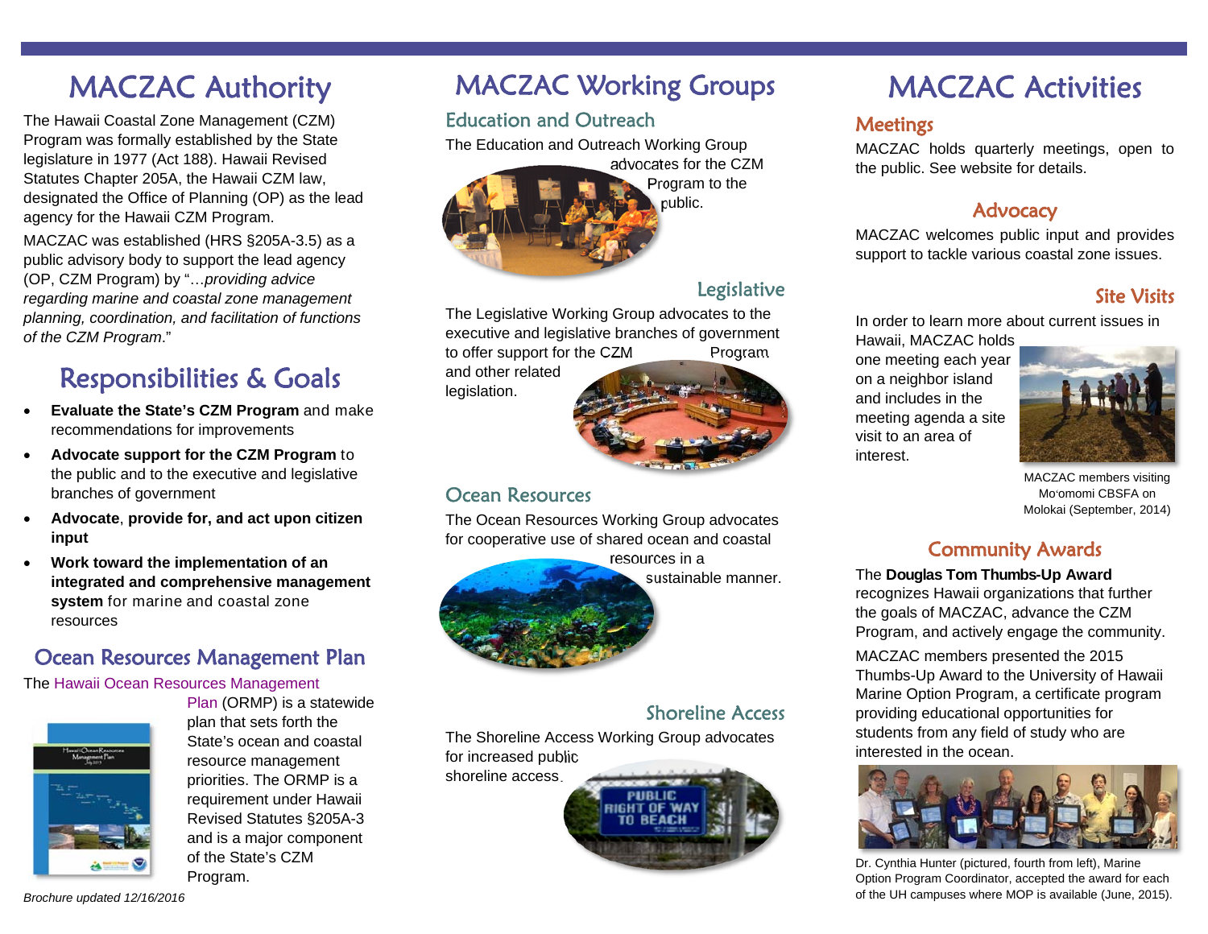# MACZAC Authority

The Hawaii Coastal Zone Management (CZM) Program was formally established by the State legislature in 1977 (Act 188). Hawaii Revised Statutes Chapter 205A, the Hawaii CZM law, designated the Office of Planning (OP) as the lead agency for the Hawaii CZM Program.

MACZAC was established (HRS §205A-3.5) as a public advisory body to support the lead agency (OP, CZM Program) by "…*providing advice regarding marine and coastal zone management planning, coordination, and facilitation of functions of the CZM Program*."

# Responsibilities & Goals

- **Evaluate the State's CZM Program** and make recommendations for improvements
- **Advocate support for the CZM Program** to the public and to the executive and legislative branches of government
- **Advocate**, **provide for, and act upon citizen input**
- **Work toward the implementation of an integrated and comprehensive management system** for marine and coastal zone resources

## Ocean Resources Management Plan

The Hawaii Ocean Resources Management Plan (ORMP) is a statewide plan that sets forth the State's ocean and coastal resource management priorities. The ORMP is a requirement under Hawaii Revised Statutes §205A-3 and is a major component of the State's CZM Program.

*Brochure updated 12/16/2016*

# MACZAC Working Groups

## Education and Outreach

The Education and Outreach Working Group advocates for the CZM Program to the public.

## Legislative

The Legislative Working Group advocates to the executive and legislative branches of government to offer support for the CZM Program and other related legislation.

## Ocean Resources

The Ocean Resources Working Group advocates for cooperative use of shared ocean and coastal resources in a sustainable manner.

## Shoreline Access

The Shoreline Access Working Group advocates for increased public shoreline access.

# MACZAC Activities

## Meetings

MACZAC holds quarterly meetings, open to the public. See website for details.

## Advocacy

MACZAC welcomes public input and provides support to tackle various coastal zone issues.

## Site Visits

In order to learn more about current issues in Hawaii, MACZAC holds one meeting each year on a neighbor island and includes in the meeting agenda a site visit to an area of interest.

MACZAC members visiting Moʻomomi CBSFA on Molokai (September, 2014)

## Community Awards

The **Douglas Tom Thumbs-Up Award** recognizes Hawaii organizations that further the goals of MACZAC, advance the CZM Program, and actively engage the community.

MACZAC members presented the 2015 Thumbs-Up Award to the University of Hawaii Marine Option Program, a certificate program providing educational opportunities for students from any field of study who are interested in the ocean.

Dr. Cynthia Hunter (pictured, fourth from left), Marine Option Program Coordinator, accepted the award for each of the UH campuses where MOP is available (June, 2015).